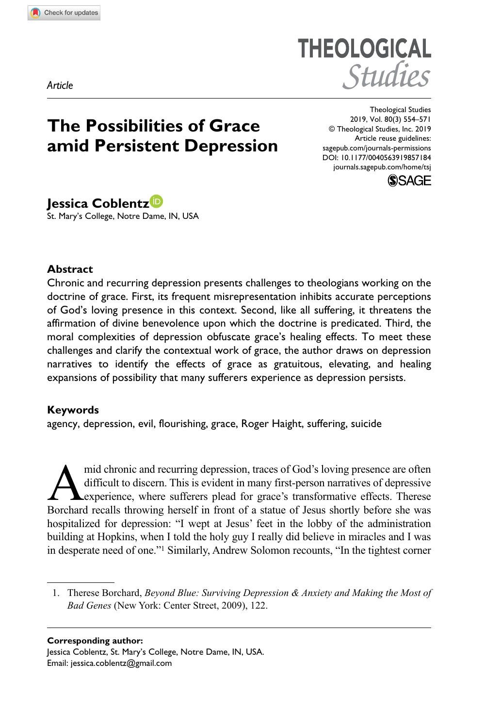Article

# The Possibilities of Grace amid Persistent Depression

Theological Studies
2019, Vol. 80(3) 554–571
© Theological Studies, Inc. 2019
Article reuse guidelines:
sagepub.com/journals-permissions
DOI: 10.1177/0040563919857184
journals.sagepub.com/home/tsj

**Jessica Coblentz**
St. Mary's College, Notre Dame, IN, USA

## Abstract

Chronic and recurring depression presents challenges to theologians working on the doctrine of grace. First, its frequent misrepresentation inhibits accurate perceptions of God's loving presence in this context. Second, like all suffering, it threatens the affirmation of divine benevolence upon which the doctrine is predicated. Third, the moral complexities of depression obfuscate grace's healing effects. To meet these challenges and clarify the contextual work of grace, the author draws on depression narratives to identify the effects of grace as gratuitous, elevating, and healing expansions of possibility that many sufferers experience as depression persists.

## Keywords

agency, depression, evil, flourishing, grace, Roger Haight, suffering, suicide

Amid chronic and recurring depression, traces of God's loving presence are often difficult to discern. This is evident in many first-person narratives of depressive experience, where sufferers plead for grace's transformative effects. Therese Borchard recalls throwing herself in front of a statue of Jesus shortly before she was hospitalized for depression: "I wept at Jesus' feet in the lobby of the administration building at Hopkins, when I told the holy guy I really did believe in miracles and I was in desperate need of one."[1] Similarly, Andrew Solomon recounts, "In the tightest corner

1. Therese Borchard, *Beyond Blue: Surviving Depression & Anxiety and Making the Most of Bad Genes* (New York: Center Street, 2009), 122.

**Corresponding author:**
Jessica Coblentz, St. Mary's College, Notre Dame, IN, USA.
Email: jessica.coblentz@gmail.com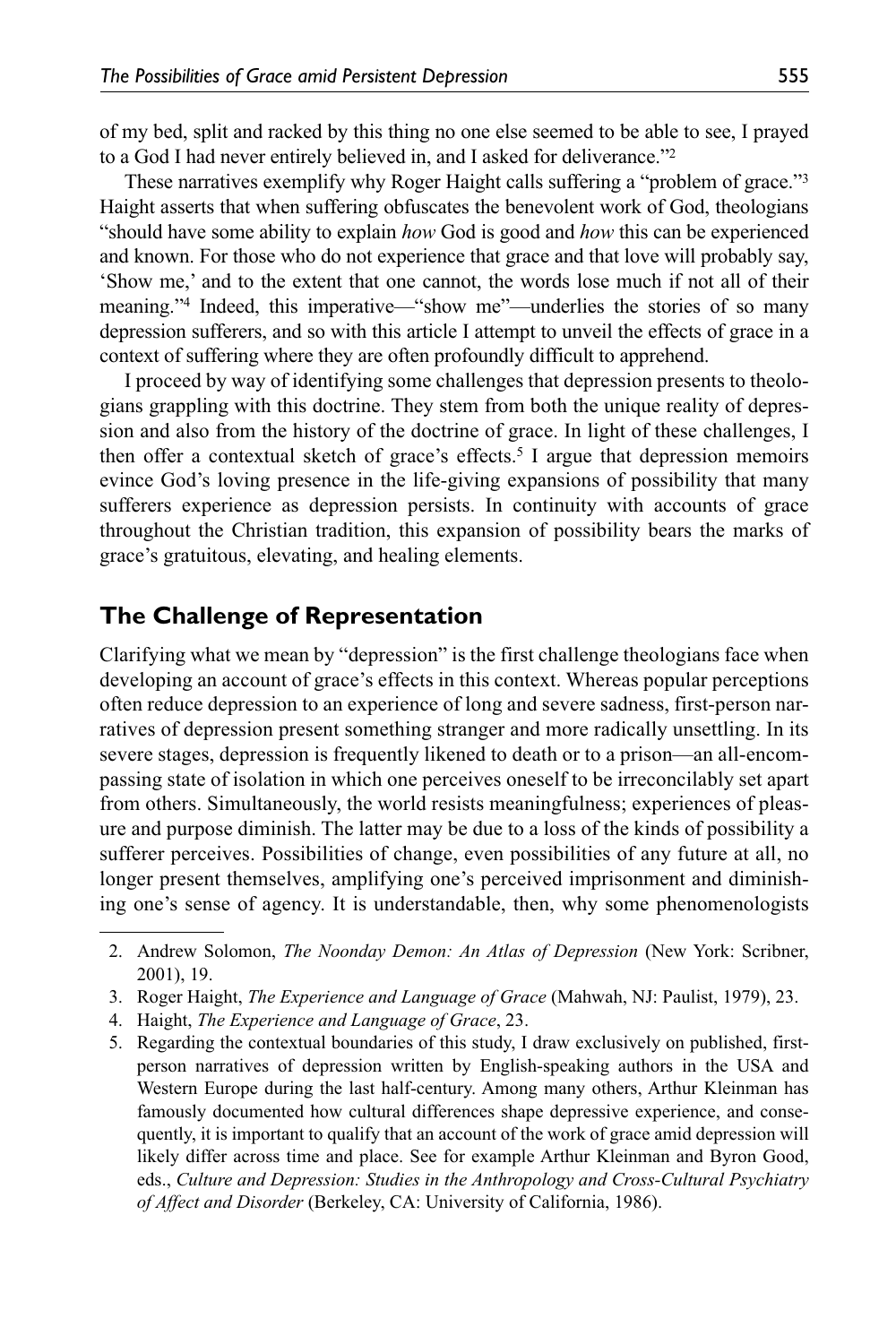of my bed, split and racked by this thing no one else seemed to be able to see, I prayed to a God I had never entirely believed in, and I asked for deliverance."[2]

These narratives exemplify why Roger Haight calls suffering a "problem of grace."[3] Haight asserts that when suffering obfuscates the benevolent work of God, theologians "should have some ability to explain *how* God is good and *how* this can be experienced and known. For those who do not experience that grace and that love will probably say, 'Show me,' and to the extent that one cannot, the words lose much if not all of their meaning."[4] Indeed, this imperative—"show me"—underlies the stories of so many depression sufferers, and so with this article I attempt to unveil the effects of grace in a context of suffering where they are often profoundly difficult to apprehend.

I proceed by way of identifying some challenges that depression presents to theologians grappling with this doctrine. They stem from both the unique reality of depression and also from the history of the doctrine of grace. In light of these challenges, I then offer a contextual sketch of grace's effects.[5] I argue that depression memoirs evince God's loving presence in the life-giving expansions of possibility that many sufferers experience as depression persists. In continuity with accounts of grace throughout the Christian tradition, this expansion of possibility bears the marks of grace's gratuitous, elevating, and healing elements.

## The Challenge of Representation

Clarifying what we mean by "depression" is the first challenge theologians face when developing an account of grace's effects in this context. Whereas popular perceptions often reduce depression to an experience of long and severe sadness, first-person narratives of depression present something stranger and more radically unsettling. In its severe stages, depression is frequently likened to death or to a prison—an all-encompassing state of isolation in which one perceives oneself to be irreconcilably set apart from others. Simultaneously, the world resists meaningfulness; experiences of pleasure and purpose diminish. The latter may be due to a loss of the kinds of possibility a sufferer perceives. Possibilities of change, even possibilities of any future at all, no longer present themselves, amplifying one's perceived imprisonment and diminishing one's sense of agency. It is understandable, then, why some phenomenologists

2. Andrew Solomon, *The Noonday Demon: An Atlas of Depression* (New York: Scribner, 2001), 19.
3. Roger Haight, *The Experience and Language of Grace* (Mahwah, NJ: Paulist, 1979), 23.
4. Haight, *The Experience and Language of Grace*, 23.
5. Regarding the contextual boundaries of this study, I draw exclusively on published, first-person narratives of depression written by English-speaking authors in the USA and Western Europe during the last half-century. Among many others, Arthur Kleinman has famously documented how cultural differences shape depressive experience, and consequently, it is important to qualify that an account of the work of grace amid depression will likely differ across time and place. See for example Arthur Kleinman and Byron Good, eds., *Culture and Depression: Studies in the Anthropology and Cross-Cultural Psychiatry of Affect and Disorder* (Berkeley, CA: University of California, 1986).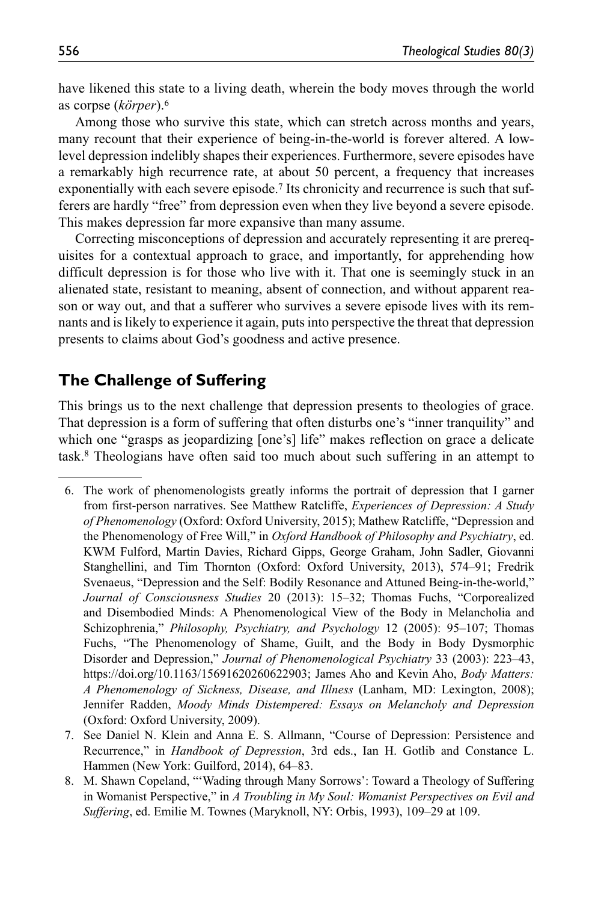have likened this state to a living death, wherein the body moves through the world as corpse (*körper*).[6]

Among those who survive this state, which can stretch across months and years, many recount that their experience of being-in-the-world is forever altered. A low-level depression indelibly shapes their experiences. Furthermore, severe episodes have a remarkably high recurrence rate, at about 50 percent, a frequency that increases exponentially with each severe episode.[7] Its chronicity and recurrence is such that sufferers are hardly "free" from depression even when they live beyond a severe episode. This makes depression far more expansive than many assume.

Correcting misconceptions of depression and accurately representing it are prerequisites for a contextual approach to grace, and importantly, for apprehending how difficult depression is for those who live with it. That one is seemingly stuck in an alienated state, resistant to meaning, absent of connection, and without apparent reason or way out, and that a sufferer who survives a severe episode lives with its remnants and is likely to experience it again, puts into perspective the threat that depression presents to claims about God's goodness and active presence.

## The Challenge of Suffering

This brings us to the next challenge that depression presents to theologies of grace. That depression is a form of suffering that often disturbs one's "inner tranquility" and which one "grasps as jeopardizing [one's] life" makes reflection on grace a delicate task.[8] Theologians have often said too much about such suffering in an attempt to

6. The work of phenomenologists greatly informs the portrait of depression that I garner from first-person narratives. See Matthew Ratcliffe, *Experiences of Depression: A Study of Phenomenology* (Oxford: Oxford University, 2015); Mathew Ratcliffe, "Depression and the Phenomenology of Free Will," in *Oxford Handbook of Philosophy and Psychiatry*, ed. KWM Fulford, Martin Davies, Richard Gipps, George Graham, John Sadler, Giovanni Stanghellini, and Tim Thornton (Oxford: Oxford University, 2013), 574–91; Fredrik Svenaeus, "Depression and the Self: Bodily Resonance and Attuned Being-in-the-world," *Journal of Consciousness Studies* 20 (2013): 15–32; Thomas Fuchs, "Corporealized and Disembodied Minds: A Phenomenological View of the Body in Melancholia and Schizophrenia," *Philosophy, Psychiatry, and Psychology* 12 (2005): 95–107; Thomas Fuchs, "The Phenomenology of Shame, Guilt, and the Body in Body Dysmorphic Disorder and Depression," *Journal of Phenomenological Psychiatry* 33 (2003): 223–43, https://doi.org/10.1163/15691620260622903; James Aho and Kevin Aho, *Body Matters: A Phenomenology of Sickness, Disease, and Illness* (Lanham, MD: Lexington, 2008); Jennifer Radden, *Moody Minds Distempered: Essays on Melancholy and Depression* (Oxford: Oxford University, 2009).
7. See Daniel N. Klein and Anna E. S. Allmann, "Course of Depression: Persistence and Recurrence," in *Handbook of Depression*, 3rd eds., Ian H. Gotlib and Constance L. Hammen (New York: Guilford, 2014), 64–83.
8. M. Shawn Copeland, "'Wading through Many Sorrows': Toward a Theology of Suffering in Womanist Perspective," in *A Troubling in My Soul: Womanist Perspectives on Evil and Suffering*, ed. Emilie M. Townes (Maryknoll, NY: Orbis, 1993), 109–29 at 109.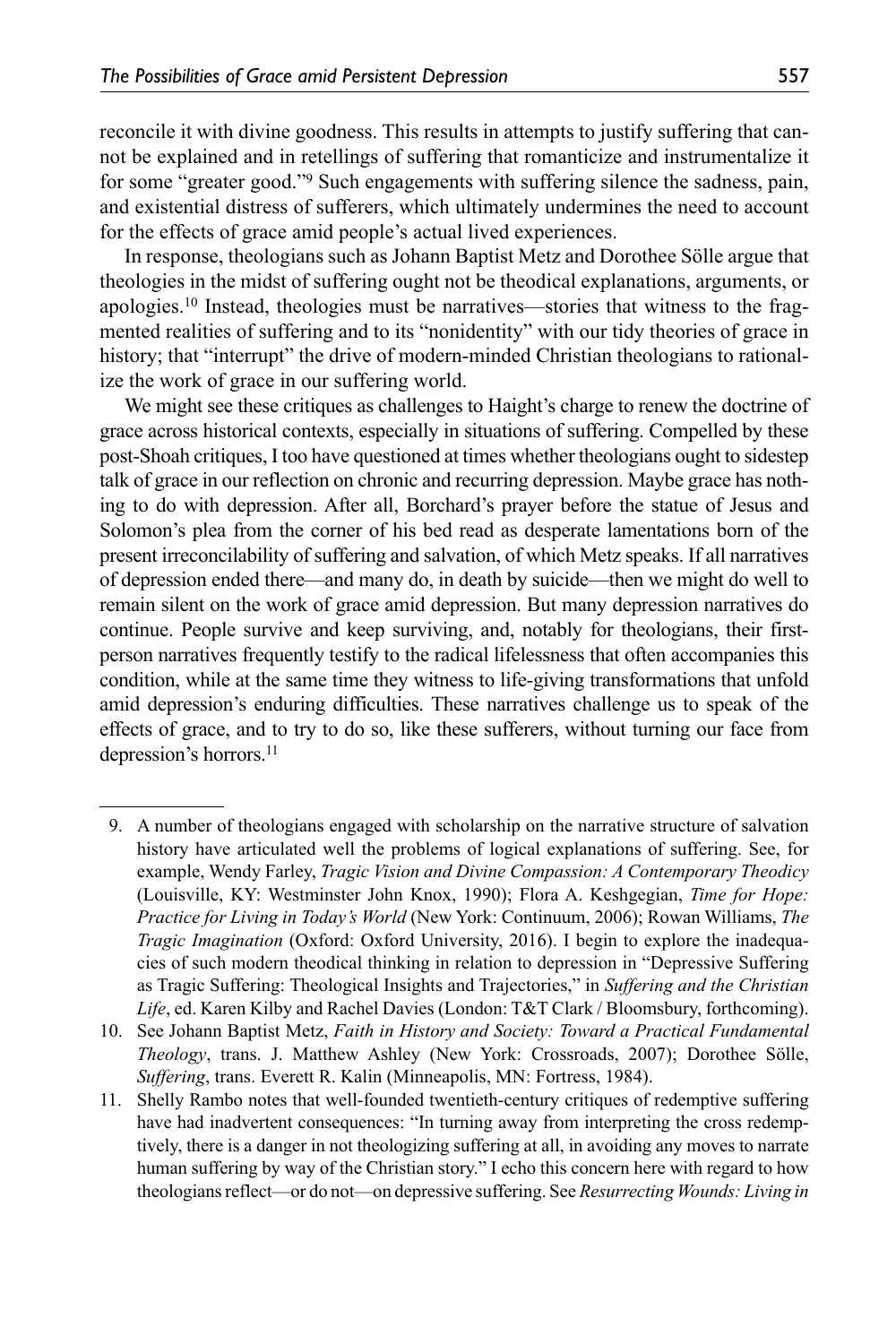reconcile it with divine goodness. This results in attempts to justify suffering that cannot be explained and in retellings of suffering that romanticize and instrumentalize it for some "greater good."[9] Such engagements with suffering silence the sadness, pain, and existential distress of sufferers, which ultimately undermines the need to account for the effects of grace amid people's actual lived experiences.

In response, theologians such as Johann Baptist Metz and Dorothee Sölle argue that theologies in the midst of suffering ought not be theodical explanations, arguments, or apologies.[10] Instead, theologies must be narratives—stories that witness to the fragmented realities of suffering and to its "nonidentity" with our tidy theories of grace in history; that "interrupt" the drive of modern-minded Christian theologians to rationalize the work of grace in our suffering world.

We might see these critiques as challenges to Haight's charge to renew the doctrine of grace across historical contexts, especially in situations of suffering. Compelled by these post-Shoah critiques, I too have questioned at times whether theologians ought to sidestep talk of grace in our reflection on chronic and recurring depression. Maybe grace has nothing to do with depression. After all, Borchard's prayer before the statue of Jesus and Solomon's plea from the corner of his bed read as desperate lamentations born of the present irreconcilability of suffering and salvation, of which Metz speaks. If all narratives of depression ended there—and many do, in death by suicide—then we might do well to remain silent on the work of grace amid depression. But many depression narratives do continue. People survive and keep surviving, and, notably for theologians, their first-person narratives frequently testify to the radical lifelessness that often accompanies this condition, while at the same time they witness to life-giving transformations that unfold amid depression's enduring difficulties. These narratives challenge us to speak of the effects of grace, and to try to do so, like these sufferers, without turning our face from depression's horrors.[11]

9. A number of theologians engaged with scholarship on the narrative structure of salvation history have articulated well the problems of logical explanations of suffering. See, for example, Wendy Farley, *Tragic Vision and Divine Compassion: A Contemporary Theodicy* (Louisville, KY: Westminster John Knox, 1990); Flora A. Keshgegian, *Time for Hope: Practice for Living in Today's World* (New York: Continuum, 2006); Rowan Williams, *The Tragic Imagination* (Oxford: Oxford University, 2016). I begin to explore the inadequacies of such modern theodical thinking in relation to depression in "Depressive Suffering as Tragic Suffering: Theological Insights and Trajectories," in *Suffering and the Christian Life*, ed. Karen Kilby and Rachel Davies (London: T&T Clark / Bloomsbury, forthcoming).

10. See Johann Baptist Metz, *Faith in History and Society: Toward a Practical Fundamental Theology*, trans. J. Matthew Ashley (New York: Crossroads, 2007); Dorothee Sölle, *Suffering*, trans. Everett R. Kalin (Minneapolis, MN: Fortress, 1984).

11. Shelly Rambo notes that well-founded twentieth-century critiques of redemptive suffering have had inadvertent consequences: "In turning away from interpreting the cross redemptively, there is a danger in not theologizing suffering at all, in avoiding any moves to narrate human suffering by way of the Christian story." I echo this concern here with regard to how theologians reflect—or do not—on depressive suffering. See *Resurrecting Wounds: Living in*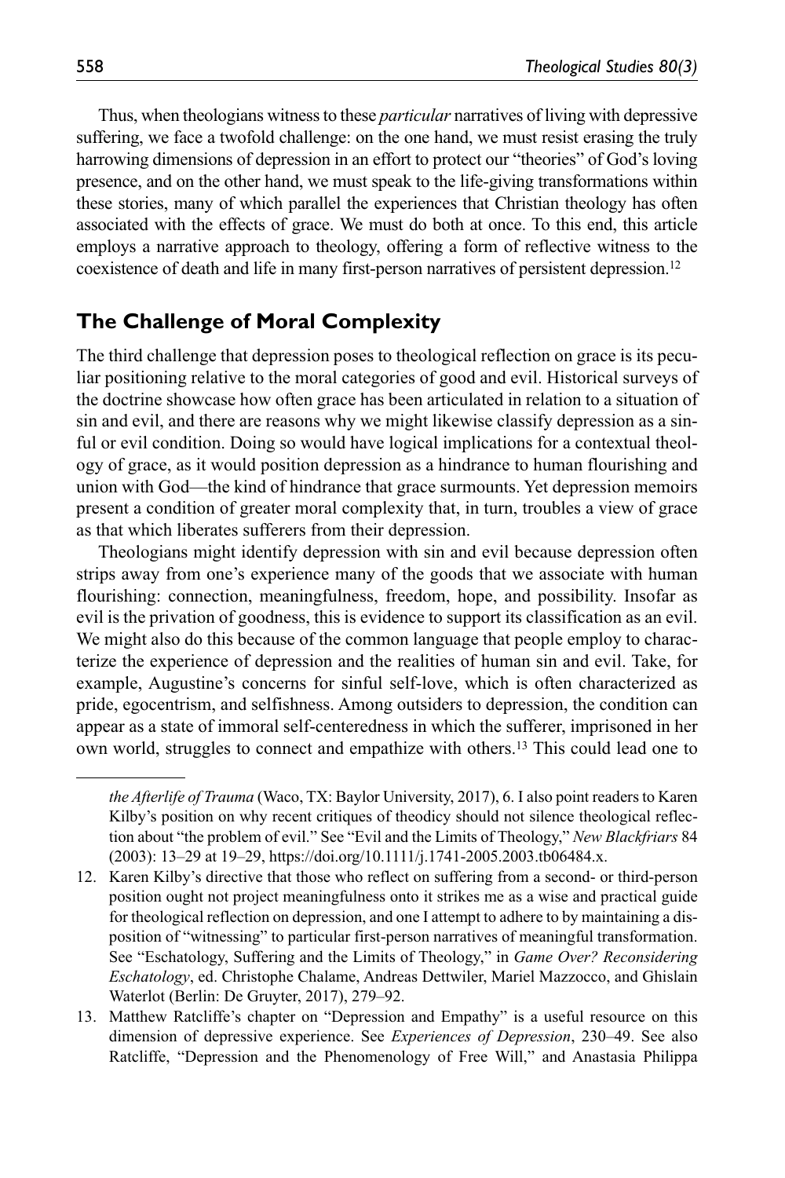Thus, when theologians witness to these *particular* narratives of living with depressive suffering, we face a twofold challenge: on the one hand, we must resist erasing the truly harrowing dimensions of depression in an effort to protect our "theories" of God's loving presence, and on the other hand, we must speak to the life-giving transformations within these stories, many of which parallel the experiences that Christian theology has often associated with the effects of grace. We must do both at once. To this end, this article employs a narrative approach to theology, offering a form of reflective witness to the coexistence of death and life in many first-person narratives of persistent depression.[12]

## The Challenge of Moral Complexity

The third challenge that depression poses to theological reflection on grace is its peculiar positioning relative to the moral categories of good and evil. Historical surveys of the doctrine showcase how often grace has been articulated in relation to a situation of sin and evil, and there are reasons why we might likewise classify depression as a sinful or evil condition. Doing so would have logical implications for a contextual theology of grace, as it would position depression as a hindrance to human flourishing and union with God—the kind of hindrance that grace surmounts. Yet depression memoirs present a condition of greater moral complexity that, in turn, troubles a view of grace as that which liberates sufferers from their depression.

Theologians might identify depression with sin and evil because depression often strips away from one's experience many of the goods that we associate with human flourishing: connection, meaningfulness, freedom, hope, and possibility. Insofar as evil is the privation of goodness, this is evidence to support its classification as an evil. We might also do this because of the common language that people employ to characterize the experience of depression and the realities of human sin and evil. Take, for example, Augustine's concerns for sinful self-love, which is often characterized as pride, egocentrism, and selfishness. Among outsiders to depression, the condition can appear as a state of immoral self-centeredness in which the sufferer, imprisoned in her own world, struggles to connect and empathize with others.[13] This could lead one to

---

*the Afterlife of Trauma* (Waco, TX: Baylor University, 2017), 6. I also point readers to Karen Kilby's position on why recent critiques of theodicy should not silence theological reflection about "the problem of evil." See "Evil and the Limits of Theology," *New Blackfriars* 84 (2003): 13–29 at 19–29, https://doi.org/10.1111/j.1741-2005.2003.tb06484.x.

12. Karen Kilby's directive that those who reflect on suffering from a second- or third-person position ought not project meaningfulness onto it strikes me as a wise and practical guide for theological reflection on depression, and one I attempt to adhere to by maintaining a disposition of "witnessing" to particular first-person narratives of meaningful transformation. See "Eschatology, Suffering and the Limits of Theology," in *Game Over? Reconsidering Eschatology*, ed. Christophe Chalame, Andreas Dettwiler, Mariel Mazzocco, and Ghislain Waterlot (Berlin: De Gruyter, 2017), 279–92.

13. Matthew Ratcliffe's chapter on "Depression and Empathy" is a useful resource on this dimension of depressive experience. See *Experiences of Depression*, 230–49. See also Ratcliffe, "Depression and the Phenomenology of Free Will," and Anastasia Philippa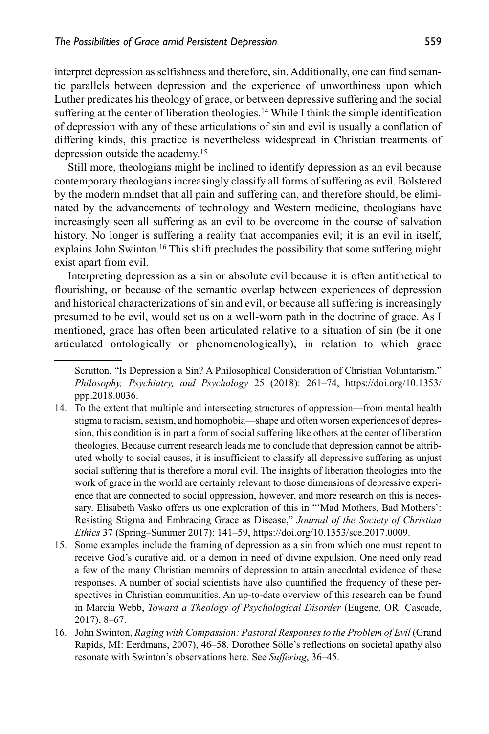interpret depression as selfishness and therefore, sin. Additionally, one can find semantic parallels between depression and the experience of unworthiness upon which Luther predicates his theology of grace, or between depressive suffering and the social suffering at the center of liberation theologies.[14] While I think the simple identification of depression with any of these articulations of sin and evil is usually a conflation of differing kinds, this practice is nevertheless widespread in Christian treatments of depression outside the academy.[15]

Still more, theologians might be inclined to identify depression as an evil because contemporary theologians increasingly classify all forms of suffering as evil. Bolstered by the modern mindset that all pain and suffering can, and therefore should, be eliminated by the advancements of technology and Western medicine, theologians have increasingly seen all suffering as an evil to be overcome in the course of salvation history. No longer is suffering a reality that accompanies evil; it is an evil in itself, explains John Swinton.[16] This shift precludes the possibility that some suffering might exist apart from evil.

Interpreting depression as a sin or absolute evil because it is often antithetical to flourishing, or because of the semantic overlap between experiences of depression and historical characterizations of sin and evil, or because all suffering is increasingly presumed to be evil, would set us on a well-worn path in the doctrine of grace. As I mentioned, grace has often been articulated relative to a situation of sin (be it one articulated ontologically or phenomenologically), in relation to which grace

Scrutton, "Is Depression a Sin? A Philosophical Consideration of Christian Voluntarism," *Philosophy, Psychiatry, and Psychology* 25 (2018): 261–74, https://doi.org/10.1353/ppp.2018.0036.

14. To the extent that multiple and intersecting structures of oppression—from mental health stigma to racism, sexism, and homophobia—shape and often worsen experiences of depression, this condition is in part a form of social suffering like others at the center of liberation theologies. Because current research leads me to conclude that depression cannot be attributed wholly to social causes, it is insufficient to classify all depressive suffering as unjust social suffering that is therefore a moral evil. The insights of liberation theologies into the work of grace in the world are certainly relevant to those dimensions of depressive experience that are connected to social oppression, however, and more research on this is necessary. Elisabeth Vasko offers us one exploration of this in "'Mad Mothers, Bad Mothers': Resisting Stigma and Embracing Grace as Disease," *Journal of the Society of Christian Ethics* 37 (Spring–Summer 2017): 141–59, https://doi.org/10.1353/sce.2017.0009.
15. Some examples include the framing of depression as a sin from which one must repent to receive God's curative aid, or a demon in need of divine expulsion. One need only read a few of the many Christian memoirs of depression to attain anecdotal evidence of these responses. A number of social scientists have also quantified the frequency of these perspectives in Christian communities. An up-to-date overview of this research can be found in Marcia Webb, *Toward a Theology of Psychological Disorder* (Eugene, OR: Cascade, 2017), 8–67.
16. John Swinton, *Raging with Compassion: Pastoral Responses to the Problem of Evil* (Grand Rapids, MI: Eerdmans, 2007), 46–58. Dorothee Sölle's reflections on societal apathy also resonate with Swinton's observations here. See *Suffering*, 36–45.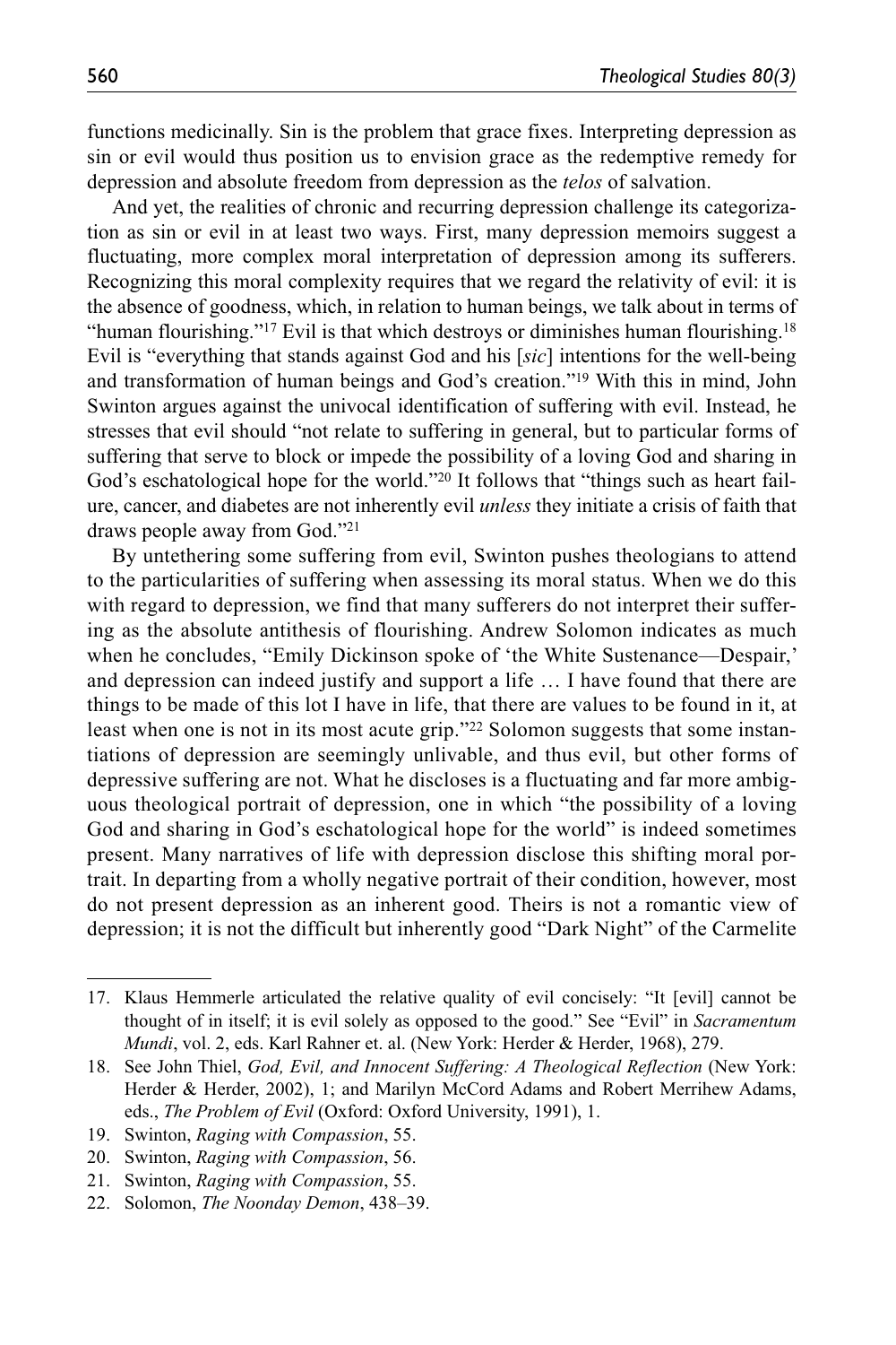functions medicinally. Sin is the problem that grace fixes. Interpreting depression as sin or evil would thus position us to envision grace as the redemptive remedy for depression and absolute freedom from depression as the *telos* of salvation.

And yet, the realities of chronic and recurring depression challenge its categorization as sin or evil in at least two ways. First, many depression memoirs suggest a fluctuating, more complex moral interpretation of depression among its sufferers. Recognizing this moral complexity requires that we regard the relativity of evil: it is the absence of goodness, which, in relation to human beings, we talk about in terms of "human flourishing."[17] Evil is that which destroys or diminishes human flourishing.[18] Evil is "everything that stands against God and his [*sic*] intentions for the well-being and transformation of human beings and God's creation."[19] With this in mind, John Swinton argues against the univocal identification of suffering with evil. Instead, he stresses that evil should "not relate to suffering in general, but to particular forms of suffering that serve to block or impede the possibility of a loving God and sharing in God's eschatological hope for the world."[20] It follows that "things such as heart failure, cancer, and diabetes are not inherently evil *unless* they initiate a crisis of faith that draws people away from God."[21]

By untethering some suffering from evil, Swinton pushes theologians to attend to the particularities of suffering when assessing its moral status. When we do this with regard to depression, we find that many sufferers do not interpret their suffering as the absolute antithesis of flourishing. Andrew Solomon indicates as much when he concludes, "Emily Dickinson spoke of 'the White Sustenance—Despair,' and depression can indeed justify and support a life … I have found that there are things to be made of this lot I have in life, that there are values to be found in it, at least when one is not in its most acute grip."[22] Solomon suggests that some instantiations of depression are seemingly unlivable, and thus evil, but other forms of depressive suffering are not. What he discloses is a fluctuating and far more ambiguous theological portrait of depression, one in which "the possibility of a loving God and sharing in God's eschatological hope for the world" is indeed sometimes present. Many narratives of life with depression disclose this shifting moral portrait. In departing from a wholly negative portrait of their condition, however, most do not present depression as an inherent good. Theirs is not a romantic view of depression; it is not the difficult but inherently good "Dark Night" of the Carmelite

---

17. Klaus Hemmerle articulated the relative quality of evil concisely: "It [evil] cannot be thought of in itself; it is evil solely as opposed to the good." See "Evil" in *Sacramentum Mundi*, vol. 2, eds. Karl Rahner et. al. (New York: Herder & Herder, 1968), 279.
18. See John Thiel, *God, Evil, and Innocent Suffering: A Theological Reflection* (New York: Herder & Herder, 2002), 1; and Marilyn McCord Adams and Robert Merrihew Adams, eds., *The Problem of Evil* (Oxford: Oxford University, 1991), 1.
19. Swinton, *Raging with Compassion*, 55.
20. Swinton, *Raging with Compassion*, 56.
21. Swinton, *Raging with Compassion*, 55.
22. Solomon, *The Noonday Demon*, 438–39.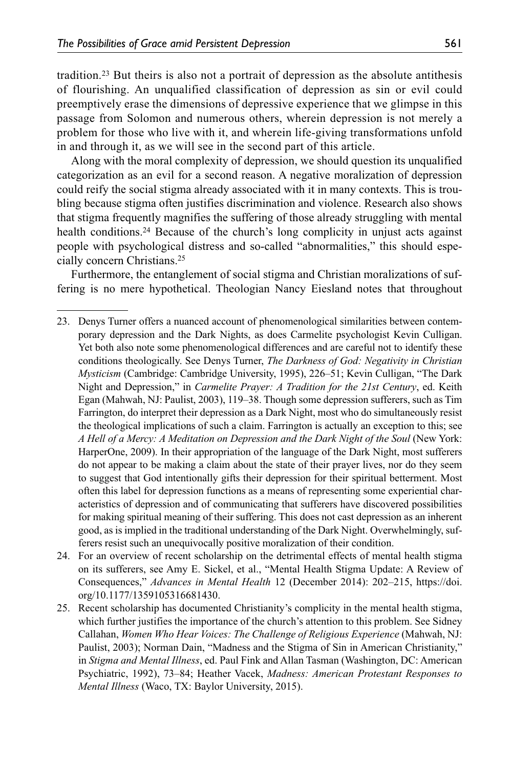tradition.[23] But theirs is also not a portrait of depression as the absolute antithesis of flourishing. An unqualified classification of depression as sin or evil could preemptively erase the dimensions of depressive experience that we glimpse in this passage from Solomon and numerous others, wherein depression is not merely a problem for those who live with it, and wherein life-giving transformations unfold in and through it, as we will see in the second part of this article.

Along with the moral complexity of depression, we should question its unqualified categorization as an evil for a second reason. A negative moralization of depression could reify the social stigma already associated with it in many contexts. This is troubling because stigma often justifies discrimination and violence. Research also shows that stigma frequently magnifies the suffering of those already struggling with mental health conditions.[24] Because of the church's long complicity in unjust acts against people with psychological distress and so-called "abnormalities," this should especially concern Christians.[25]

Furthermore, the entanglement of social stigma and Christian moralizations of suffering is no mere hypothetical. Theologian Nancy Eiesland notes that throughout

---

23. Denys Turner offers a nuanced account of phenomenological similarities between contemporary depression and the Dark Nights, as does Carmelite psychologist Kevin Culligan. Yet both also note some phenomenological differences and are careful not to identify these conditions theologically. See Denys Turner, *The Darkness of God: Negativity in Christian Mysticism* (Cambridge: Cambridge University, 1995), 226–51; Kevin Culligan, "The Dark Night and Depression," in *Carmelite Prayer: A Tradition for the 21st Century*, ed. Keith Egan (Mahwah, NJ: Paulist, 2003), 119–38. Though some depression sufferers, such as Tim Farrington, do interpret their depression as a Dark Night, most who do simultaneously resist the theological implications of such a claim. Farrington is actually an exception to this; see *A Hell of a Mercy: A Meditation on Depression and the Dark Night of the Soul* (New York: HarperOne, 2009). In their appropriation of the language of the Dark Night, most sufferers do not appear to be making a claim about the state of their prayer lives, nor do they seem to suggest that God intentionally gifts their depression for their spiritual betterment. Most often this label for depression functions as a means of representing some experiential characteristics of depression and of communicating that sufferers have discovered possibilities for making spiritual meaning of their suffering. This does not cast depression as an inherent good, as is implied in the traditional understanding of the Dark Night. Overwhelmingly, sufferers resist such an unequivocally positive moralization of their condition.

24. For an overview of recent scholarship on the detrimental effects of mental health stigma on its sufferers, see Amy E. Sickel, et al., "Mental Health Stigma Update: A Review of Consequences," *Advances in Mental Health* 12 (December 2014): 202–215, https://doi.org/10.1177/1359105316681430.

25. Recent scholarship has documented Christianity's complicity in the mental health stigma, which further justifies the importance of the church's attention to this problem. See Sidney Callahan, *Women Who Hear Voices: The Challenge of Religious Experience* (Mahwah, NJ: Paulist, 2003); Norman Dain, "Madness and the Stigma of Sin in American Christianity," in *Stigma and Mental Illness*, ed. Paul Fink and Allan Tasman (Washington, DC: American Psychiatric, 1992), 73–84; Heather Vacek, *Madness: American Protestant Responses to Mental Illness* (Waco, TX: Baylor University, 2015).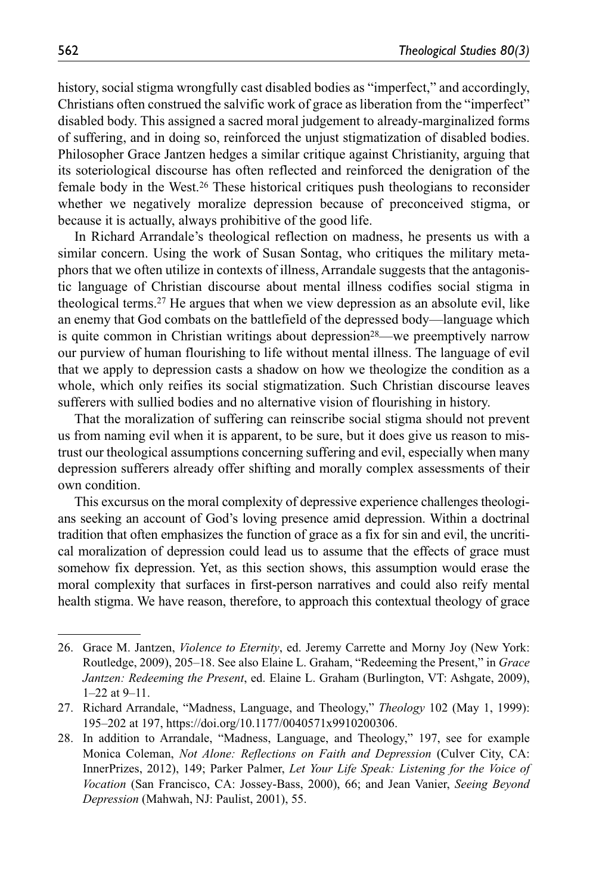history, social stigma wrongfully cast disabled bodies as "imperfect," and accordingly, Christians often construed the salvific work of grace as liberation from the "imperfect" disabled body. This assigned a sacred moral judgement to already-marginalized forms of suffering, and in doing so, reinforced the unjust stigmatization of disabled bodies. Philosopher Grace Jantzen hedges a similar critique against Christianity, arguing that its soteriological discourse has often reflected and reinforced the denigration of the female body in the West.[26] These historical critiques push theologians to reconsider whether we negatively moralize depression because of preconceived stigma, or because it is actually, always prohibitive of the good life.

In Richard Arrandale's theological reflection on madness, he presents us with a similar concern. Using the work of Susan Sontag, who critiques the military metaphors that we often utilize in contexts of illness, Arrandale suggests that the antagonistic language of Christian discourse about mental illness codifies social stigma in theological terms.[27] He argues that when we view depression as an absolute evil, like an enemy that God combats on the battlefield of the depressed body—language which is quite common in Christian writings about depression[28]—we preemptively narrow our purview of human flourishing to life without mental illness. The language of evil that we apply to depression casts a shadow on how we theologize the condition as a whole, which only reifies its social stigmatization. Such Christian discourse leaves sufferers with sullied bodies and no alternative vision of flourishing in history.

That the moralization of suffering can reinscribe social stigma should not prevent us from naming evil when it is apparent, to be sure, but it does give us reason to mistrust our theological assumptions concerning suffering and evil, especially when many depression sufferers already offer shifting and morally complex assessments of their own condition.

This excursus on the moral complexity of depressive experience challenges theologians seeking an account of God's loving presence amid depression. Within a doctrinal tradition that often emphasizes the function of grace as a fix for sin and evil, the uncritical moralization of depression could lead us to assume that the effects of grace must somehow fix depression. Yet, as this section shows, this assumption would erase the moral complexity that surfaces in first-person narratives and could also reify mental health stigma. We have reason, therefore, to approach this contextual theology of grace

---

26. Grace M. Jantzen, *Violence to Eternity*, ed. Jeremy Carrette and Morny Joy (New York: Routledge, 2009), 205–18. See also Elaine L. Graham, "Redeeming the Present," in *Grace Jantzen: Redeeming the Present*, ed. Elaine L. Graham (Burlington, VT: Ashgate, 2009), 1–22 at 9–11.
27. Richard Arrandale, "Madness, Language, and Theology," *Theology* 102 (May 1, 1999): 195–202 at 197, https://doi.org/10.1177/0040571x9910200306.
28. In addition to Arrandale, "Madness, Language, and Theology," 197, see for example Monica Coleman, *Not Alone: Reflections on Faith and Depression* (Culver City, CA: InnerPrizes, 2012), 149; Parker Palmer, *Let Your Life Speak: Listening for the Voice of Vocation* (San Francisco, CA: Jossey-Bass, 2000), 66; and Jean Vanier, *Seeing Beyond Depression* (Mahwah, NJ: Paulist, 2001), 55.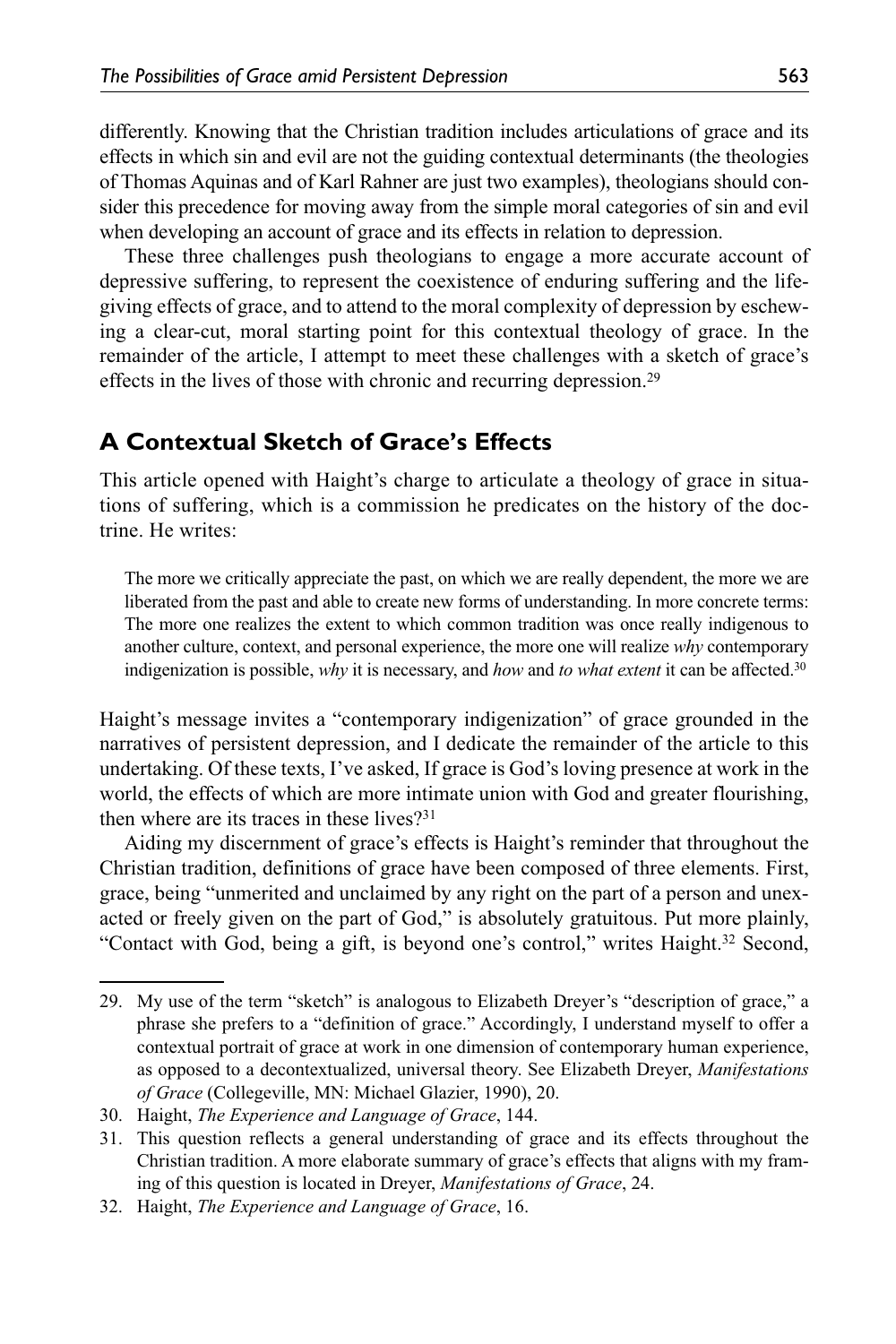differently. Knowing that the Christian tradition includes articulations of grace and its effects in which sin and evil are not the guiding contextual determinants (the theologies of Thomas Aquinas and of Karl Rahner are just two examples), theologians should consider this precedence for moving away from the simple moral categories of sin and evil when developing an account of grace and its effects in relation to depression.

These three challenges push theologians to engage a more accurate account of depressive suffering, to represent the coexistence of enduring suffering and the life-giving effects of grace, and to attend to the moral complexity of depression by eschewing a clear-cut, moral starting point for this contextual theology of grace. In the remainder of the article, I attempt to meet these challenges with a sketch of grace's effects in the lives of those with chronic and recurring depression.[29]

## A Contextual Sketch of Grace's Effects

This article opened with Haight's charge to articulate a theology of grace in situations of suffering, which is a commission he predicates on the history of the doctrine. He writes:

> The more we critically appreciate the past, on which we are really dependent, the more we are liberated from the past and able to create new forms of understanding. In more concrete terms: The more one realizes the extent to which common tradition was once really indigenous to another culture, context, and personal experience, the more one will realize *why* contemporary indigenization is possible, *why* it is necessary, and *how* and *to what extent* it can be affected.[30]

Haight's message invites a "contemporary indigenization" of grace grounded in the narratives of persistent depression, and I dedicate the remainder of the article to this undertaking. Of these texts, I've asked, If grace is God's loving presence at work in the world, the effects of which are more intimate union with God and greater flourishing, then where are its traces in these lives?[31]

Aiding my discernment of grace's effects is Haight's reminder that throughout the Christian tradition, definitions of grace have been composed of three elements. First, grace, being "unmerited and unclaimed by any right on the part of a person and unexacted or freely given on the part of God," is absolutely gratuitous. Put more plainly, "Contact with God, being a gift, is beyond one's control," writes Haight.[32] Second,

---

29. My use of the term "sketch" is analogous to Elizabeth Dreyer's "description of grace," a phrase she prefers to a "definition of grace." Accordingly, I understand myself to offer a contextual portrait of grace at work in one dimension of contemporary human experience, as opposed to a decontextualized, universal theory. See Elizabeth Dreyer, *Manifestations of Grace* (Collegeville, MN: Michael Glazier, 1990), 20.
30. Haight, *The Experience and Language of Grace*, 144.
31. This question reflects a general understanding of grace and its effects throughout the Christian tradition. A more elaborate summary of grace's effects that aligns with my framing of this question is located in Dreyer, *Manifestations of Grace*, 24.
32. Haight, *The Experience and Language of Grace*, 16.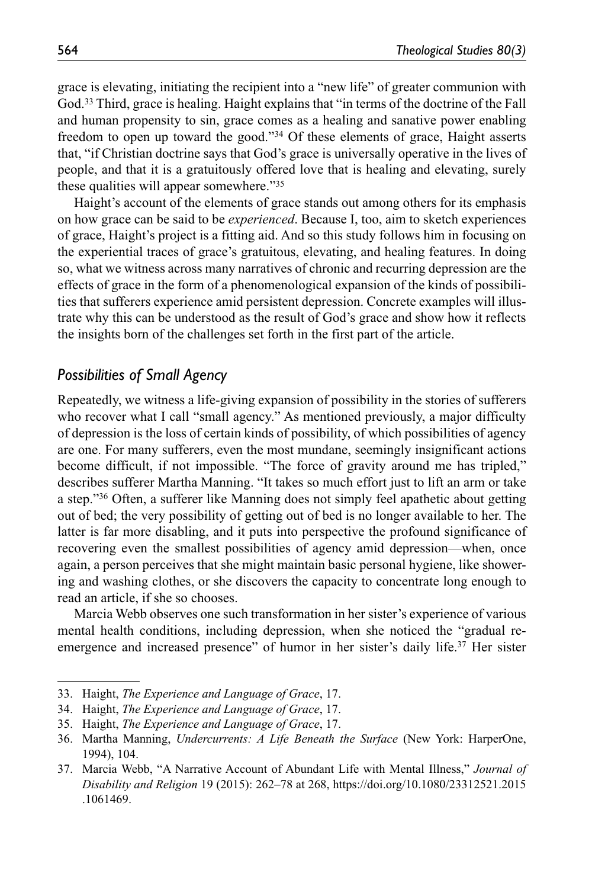grace is elevating, initiating the recipient into a "new life" of greater communion with God.[33] Third, grace is healing. Haight explains that "in terms of the doctrine of the Fall and human propensity to sin, grace comes as a healing and sanative power enabling freedom to open up toward the good."[34] Of these elements of grace, Haight asserts that, "if Christian doctrine says that God's grace is universally operative in the lives of people, and that it is a gratuitously offered love that is healing and elevating, surely these qualities will appear somewhere."[35]

Haight's account of the elements of grace stands out among others for its emphasis on how grace can be said to be *experienced*. Because I, too, aim to sketch experiences of grace, Haight's project is a fitting aid. And so this study follows him in focusing on the experiential traces of grace's gratuitous, elevating, and healing features. In doing so, what we witness across many narratives of chronic and recurring depression are the effects of grace in the form of a phenomenological expansion of the kinds of possibilities that sufferers experience amid persistent depression. Concrete examples will illustrate why this can be understood as the result of God's grace and show how it reflects the insights born of the challenges set forth in the first part of the article.

## *Possibilities of Small Agency*

Repeatedly, we witness a life-giving expansion of possibility in the stories of sufferers who recover what I call "small agency." As mentioned previously, a major difficulty of depression is the loss of certain kinds of possibility, of which possibilities of agency are one. For many sufferers, even the most mundane, seemingly insignificant actions become difficult, if not impossible. "The force of gravity around me has tripled," describes sufferer Martha Manning. "It takes so much effort just to lift an arm or take a step."[36] Often, a sufferer like Manning does not simply feel apathetic about getting out of bed; the very possibility of getting out of bed is no longer available to her. The latter is far more disabling, and it puts into perspective the profound significance of recovering even the smallest possibilities of agency amid depression—when, once again, a person perceives that she might maintain basic personal hygiene, like showering and washing clothes, or she discovers the capacity to concentrate long enough to read an article, if she so chooses.

Marcia Webb observes one such transformation in her sister's experience of various mental health conditions, including depression, when she noticed the "gradual re-emergence and increased presence" of humor in her sister's daily life.[37] Her sister

---

33. Haight, *The Experience and Language of Grace*, 17.
34. Haight, *The Experience and Language of Grace*, 17.
35. Haight, *The Experience and Language of Grace*, 17.
36. Martha Manning, *Undercurrents: A Life Beneath the Surface* (New York: HarperOne, 1994), 104.
37. Marcia Webb, "A Narrative Account of Abundant Life with Mental Illness," *Journal of Disability and Religion* 19 (2015): 262–78 at 268, https://doi.org/10.1080/23312521.2015.1061469.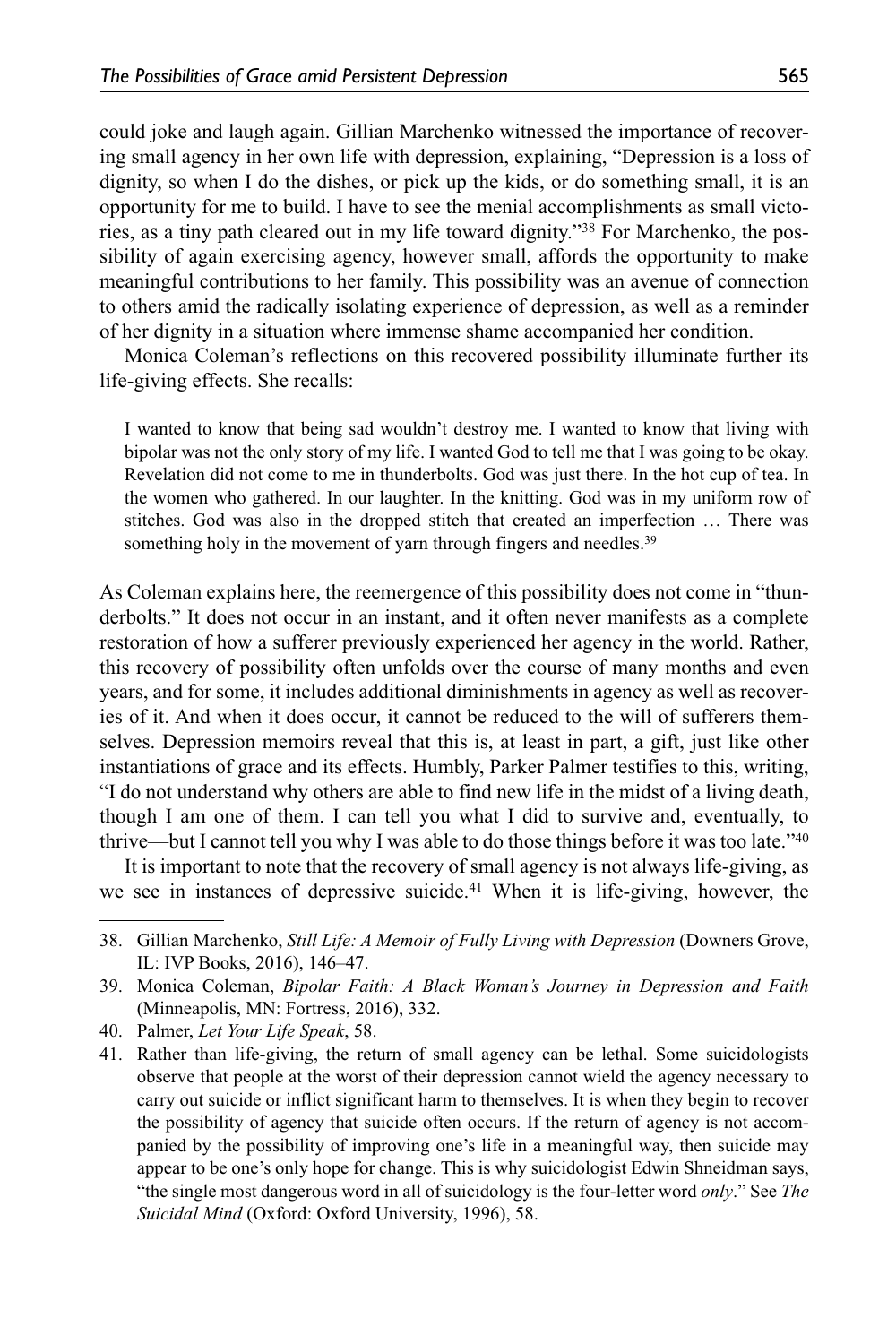could joke and laugh again. Gillian Marchenko witnessed the importance of recovering small agency in her own life with depression, explaining, "Depression is a loss of dignity, so when I do the dishes, or pick up the kids, or do something small, it is an opportunity for me to build. I have to see the menial accomplishments as small victories, as a tiny path cleared out in my life toward dignity."[38] For Marchenko, the possibility of again exercising agency, however small, affords the opportunity to make meaningful contributions to her family. This possibility was an avenue of connection to others amid the radically isolating experience of depression, as well as a reminder of her dignity in a situation where immense shame accompanied her condition.

Monica Coleman's reflections on this recovered possibility illuminate further its life-giving effects. She recalls:

> I wanted to know that being sad wouldn't destroy me. I wanted to know that living with bipolar was not the only story of my life. I wanted God to tell me that I was going to be okay. Revelation did not come to me in thunderbolts. God was just there. In the hot cup of tea. In the women who gathered. In our laughter. In the knitting. God was in my uniform row of stitches. God was also in the dropped stitch that created an imperfection … There was something holy in the movement of yarn through fingers and needles.[39]

As Coleman explains here, the reemergence of this possibility does not come in "thunderbolts." It does not occur in an instant, and it often never manifests as a complete restoration of how a sufferer previously experienced her agency in the world. Rather, this recovery of possibility often unfolds over the course of many months and even years, and for some, it includes additional diminishments in agency as well as recoveries of it. And when it does occur, it cannot be reduced to the will of sufferers themselves. Depression memoirs reveal that this is, at least in part, a gift, just like other instantiations of grace and its effects. Humbly, Parker Palmer testifies to this, writing, "I do not understand why others are able to find new life in the midst of a living death, though I am one of them. I can tell you what I did to survive and, eventually, to thrive—but I cannot tell you why I was able to do those things before it was too late."[40]

It is important to note that the recovery of small agency is not always life-giving, as we see in instances of depressive suicide.[41] When it is life-giving, however, the

---

38. Gillian Marchenko, *Still Life: A Memoir of Fully Living with Depression* (Downers Grove, IL: IVP Books, 2016), 146–47.
39. Monica Coleman, *Bipolar Faith: A Black Woman's Journey in Depression and Faith* (Minneapolis, MN: Fortress, 2016), 332.
40. Palmer, *Let Your Life Speak*, 58.
41. Rather than life-giving, the return of small agency can be lethal. Some suicidologists observe that people at the worst of their depression cannot wield the agency necessary to carry out suicide or inflict significant harm to themselves. It is when they begin to recover the possibility of agency that suicide often occurs. If the return of agency is not accompanied by the possibility of improving one's life in a meaningful way, then suicide may appear to be one's only hope for change. This is why suicidologist Edwin Shneidman says, "the single most dangerous word in all of suicidology is the four-letter word *only*." See *The Suicidal Mind* (Oxford: Oxford University, 1996), 58.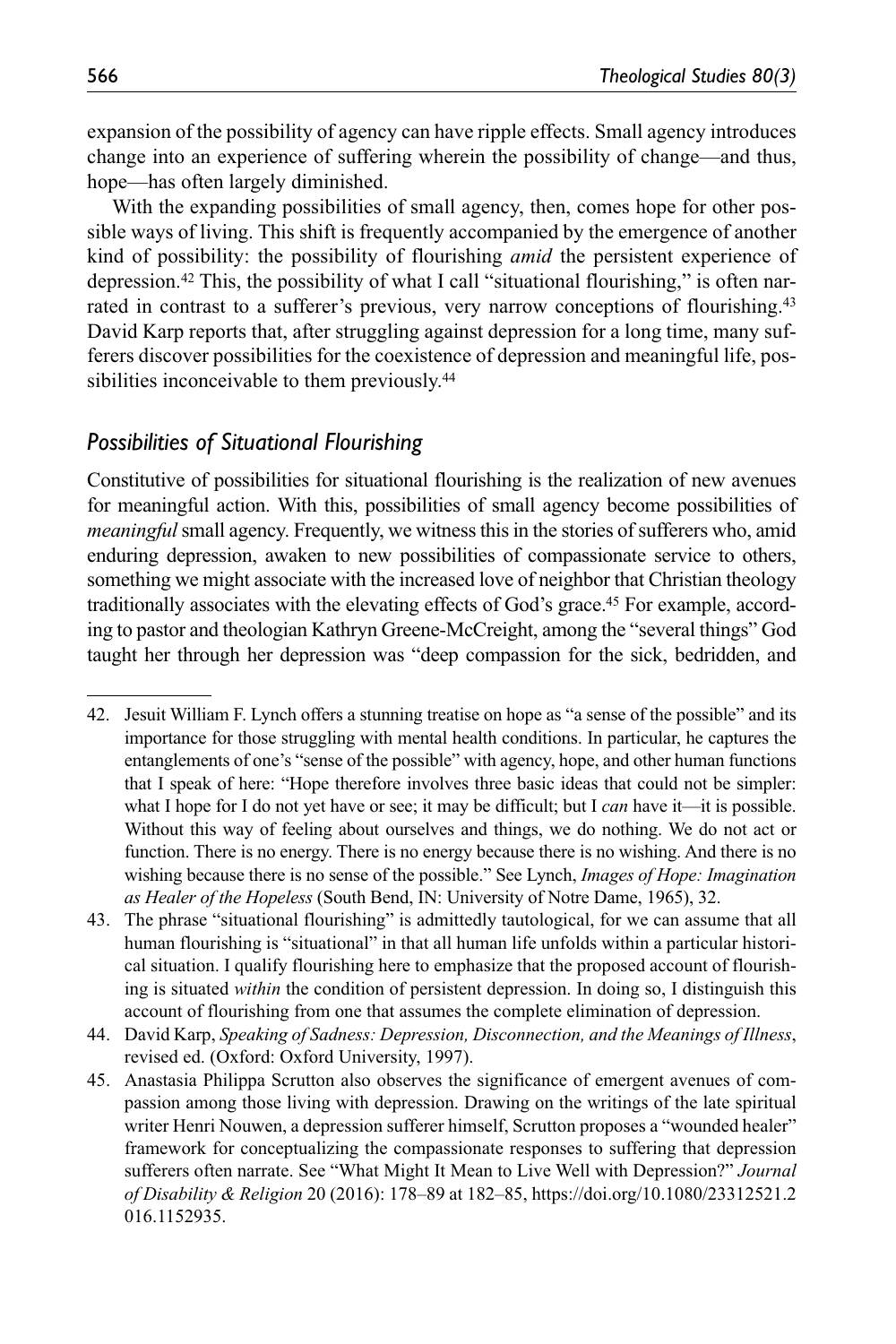expansion of the possibility of agency can have ripple effects. Small agency introduces change into an experience of suffering wherein the possibility of change—and thus, hope—has often largely diminished.

With the expanding possibilities of small agency, then, comes hope for other possible ways of living. This shift is frequently accompanied by the emergence of another kind of possibility: the possibility of flourishing *amid* the persistent experience of depression.[42] This, the possibility of what I call "situational flourishing," is often narrated in contrast to a sufferer's previous, very narrow conceptions of flourishing.[43] David Karp reports that, after struggling against depression for a long time, many sufferers discover possibilities for the coexistence of depression and meaningful life, possibilities inconceivable to them previously.[44]

### *Possibilities of Situational Flourishing*

Constitutive of possibilities for situational flourishing is the realization of new avenues for meaningful action. With this, possibilities of small agency become possibilities of *meaningful* small agency. Frequently, we witness this in the stories of sufferers who, amid enduring depression, awaken to new possibilities of compassionate service to others, something we might associate with the increased love of neighbor that Christian theology traditionally associates with the elevating effects of God's grace.[45] For example, according to pastor and theologian Kathryn Greene-McCreight, among the "several things" God taught her through her depression was "deep compassion for the sick, bedridden, and

---

42. Jesuit William F. Lynch offers a stunning treatise on hope as "a sense of the possible" and its importance for those struggling with mental health conditions. In particular, he captures the entanglements of one's "sense of the possible" with agency, hope, and other human functions that I speak of here: "Hope therefore involves three basic ideas that could not be simpler: what I hope for I do not yet have or see; it may be difficult; but I *can* have it—it is possible. Without this way of feeling about ourselves and things, we do nothing. We do not act or function. There is no energy. There is no energy because there is no wishing. And there is no wishing because there is no sense of the possible." See Lynch, *Images of Hope: Imagination as Healer of the Hopeless* (South Bend, IN: University of Notre Dame, 1965), 32.
43. The phrase "situational flourishing" is admittedly tautological, for we can assume that all human flourishing is "situational" in that all human life unfolds within a particular historical situation. I qualify flourishing here to emphasize that the proposed account of flourishing is situated *within* the condition of persistent depression. In doing so, I distinguish this account of flourishing from one that assumes the complete elimination of depression.
44. David Karp, *Speaking of Sadness: Depression, Disconnection, and the Meanings of Illness*, revised ed. (Oxford: Oxford University, 1997).
45. Anastasia Philippa Scrutton also observes the significance of emergent avenues of compassion among those living with depression. Drawing on the writings of the late spiritual writer Henri Nouwen, a depression sufferer himself, Scrutton proposes a "wounded healer" framework for conceptualizing the compassionate responses to suffering that depression sufferers often narrate. See "What Might It Mean to Live Well with Depression?" *Journal of Disability & Religion* 20 (2016): 178–89 at 182–85, https://doi.org/10.1080/23312521.2016.1152935.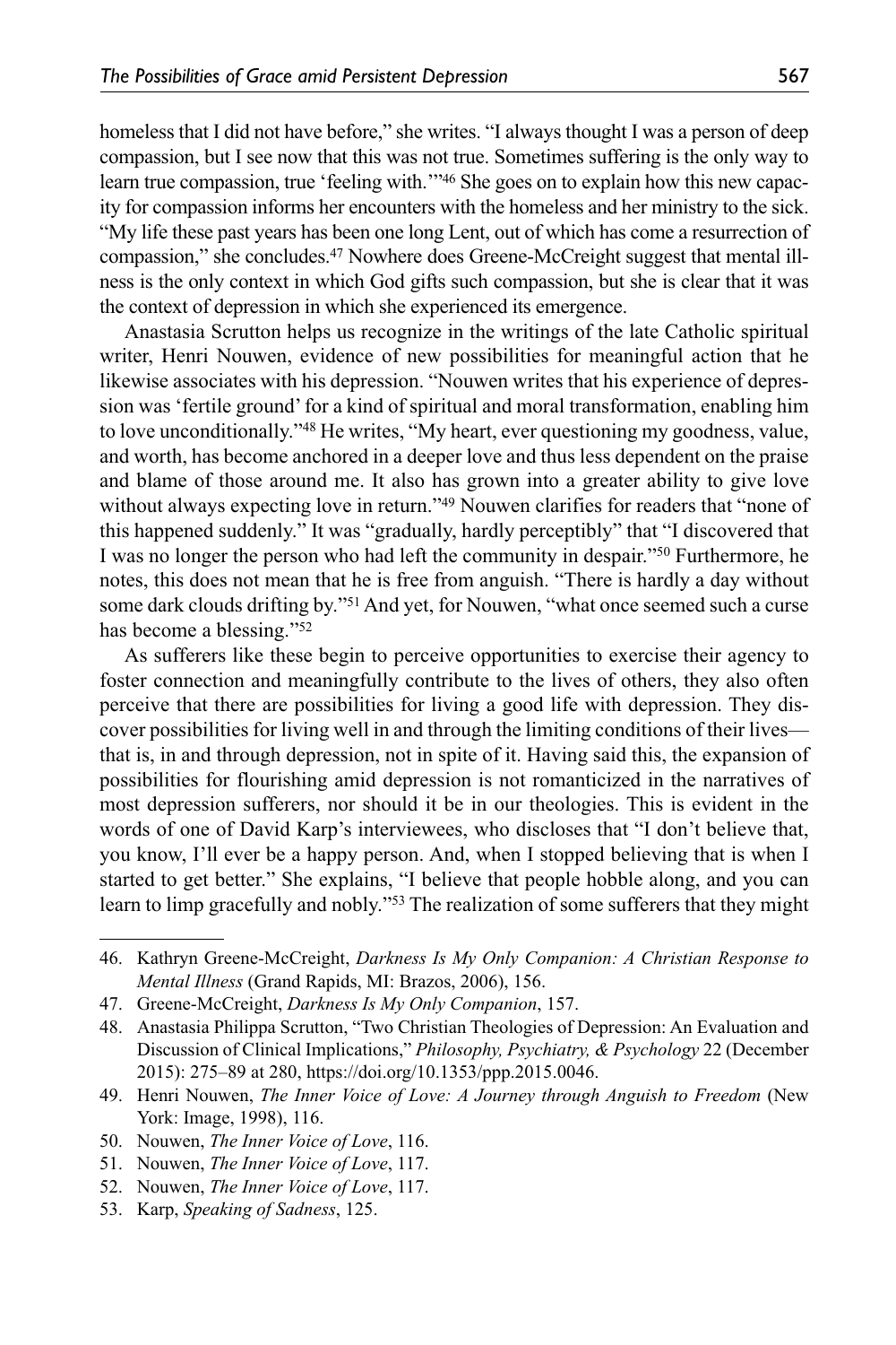homeless that I did not have before," she writes. "I always thought I was a person of deep compassion, but I see now that this was not true. Sometimes suffering is the only way to learn true compassion, true 'feeling with.'"[46] She goes on to explain how this new capacity for compassion informs her encounters with the homeless and her ministry to the sick. "My life these past years has been one long Lent, out of which has come a resurrection of compassion," she concludes.[47] Nowhere does Greene-McCreight suggest that mental illness is the only context in which God gifts such compassion, but she is clear that it was the context of depression in which she experienced its emergence.

Anastasia Scrutton helps us recognize in the writings of the late Catholic spiritual writer, Henri Nouwen, evidence of new possibilities for meaningful action that he likewise associates with his depression. "Nouwen writes that his experience of depression was 'fertile ground' for a kind of spiritual and moral transformation, enabling him to love unconditionally."[48] He writes, "My heart, ever questioning my goodness, value, and worth, has become anchored in a deeper love and thus less dependent on the praise and blame of those around me. It also has grown into a greater ability to give love without always expecting love in return."[49] Nouwen clarifies for readers that "none of this happened suddenly." It was "gradually, hardly perceptibly" that "I discovered that I was no longer the person who had left the community in despair."[50] Furthermore, he notes, this does not mean that he is free from anguish. "There is hardly a day without some dark clouds drifting by."[51] And yet, for Nouwen, "what once seemed such a curse has become a blessing."[52]

As sufferers like these begin to perceive opportunities to exercise their agency to foster connection and meaningfully contribute to the lives of others, they also often perceive that there are possibilities for living a good life with depression. They discover possibilities for living well in and through the limiting conditions of their lives—that is, in and through depression, not in spite of it. Having said this, the expansion of possibilities for flourishing amid depression is not romanticized in the narratives of most depression sufferers, nor should it be in our theologies. This is evident in the words of one of David Karp's interviewees, who discloses that "I don't believe that, you know, I'll ever be a happy person. And, when I stopped believing that is when I started to get better." She explains, "I believe that people hobble along, and you can learn to limp gracefully and nobly."[53] The realization of some sufferers that they might

---

46. Kathryn Greene-McCreight, *Darkness Is My Only Companion: A Christian Response to Mental Illness* (Grand Rapids, MI: Brazos, 2006), 156.
47. Greene-McCreight, *Darkness Is My Only Companion*, 157.
48. Anastasia Philippa Scrutton, "Two Christian Theologies of Depression: An Evaluation and Discussion of Clinical Implications," *Philosophy, Psychiatry, & Psychology* 22 (December 2015): 275–89 at 280, https://doi.org/10.1353/ppp.2015.0046.
49. Henri Nouwen, *The Inner Voice of Love: A Journey through Anguish to Freedom* (New York: Image, 1998), 116.
50. Nouwen, *The Inner Voice of Love*, 116.
51. Nouwen, *The Inner Voice of Love*, 117.
52. Nouwen, *The Inner Voice of Love*, 117.
53. Karp, *Speaking of Sadness*, 125.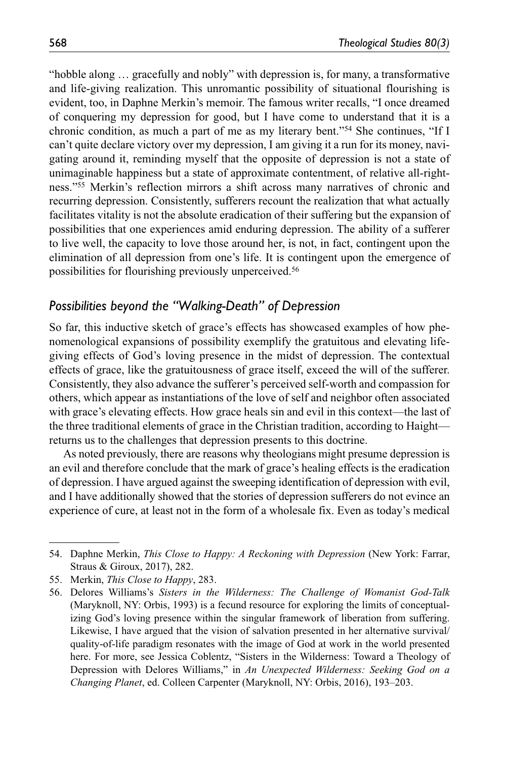"hobble along … gracefully and nobly" with depression is, for many, a transformative and life-giving realization. This unromantic possibility of situational flourishing is evident, too, in Daphne Merkin's memoir. The famous writer recalls, "I once dreamed of conquering my depression for good, but I have come to understand that it is a chronic condition, as much a part of me as my literary bent."[54] She continues, "If I can't quite declare victory over my depression, I am giving it a run for its money, navigating around it, reminding myself that the opposite of depression is not a state of unimaginable happiness but a state of approximate contentment, of relative all-rightness."[55] Merkin's reflection mirrors a shift across many narratives of chronic and recurring depression. Consistently, sufferers recount the realization that what actually facilitates vitality is not the absolute eradication of their suffering but the expansion of possibilities that one experiences amid enduring depression. The ability of a sufferer to live well, the capacity to love those around her, is not, in fact, contingent upon the elimination of all depression from one's life. It is contingent upon the emergence of possibilities for flourishing previously unperceived.[56]

### *Possibilities beyond the "Walking-Death" of Depression*

So far, this inductive sketch of grace's effects has showcased examples of how phenomenological expansions of possibility exemplify the gratuitous and elevating life-giving effects of God's loving presence in the midst of depression. The contextual effects of grace, like the gratuitousness of grace itself, exceed the will of the sufferer. Consistently, they also advance the sufferer's perceived self-worth and compassion for others, which appear as instantiations of the love of self and neighbor often associated with grace's elevating effects. How grace heals sin and evil in this context—the last of the three traditional elements of grace in the Christian tradition, according to Haight—returns us to the challenges that depression presents to this doctrine.

As noted previously, there are reasons why theologians might presume depression is an evil and therefore conclude that the mark of grace's healing effects is the eradication of depression. I have argued against the sweeping identification of depression with evil, and I have additionally showed that the stories of depression sufferers do not evince an experience of cure, at least not in the form of a wholesale fix. Even as today's medical

---

54. Daphne Merkin, *This Close to Happy: A Reckoning with Depression* (New York: Farrar, Straus & Giroux, 2017), 282.
55. Merkin, *This Close to Happy*, 283.
56. Delores Williams's *Sisters in the Wilderness: The Challenge of Womanist God-Talk* (Maryknoll, NY: Orbis, 1993) is a fecund resource for exploring the limits of conceptualizing God's loving presence within the singular framework of liberation from suffering. Likewise, I have argued that the vision of salvation presented in her alternative survival/quality-of-life paradigm resonates with the image of God at work in the world presented here. For more, see Jessica Coblentz, "Sisters in the Wilderness: Toward a Theology of Depression with Delores Williams," in *An Unexpected Wilderness: Seeking God on a Changing Planet*, ed. Colleen Carpenter (Maryknoll, NY: Orbis, 2016), 193–203.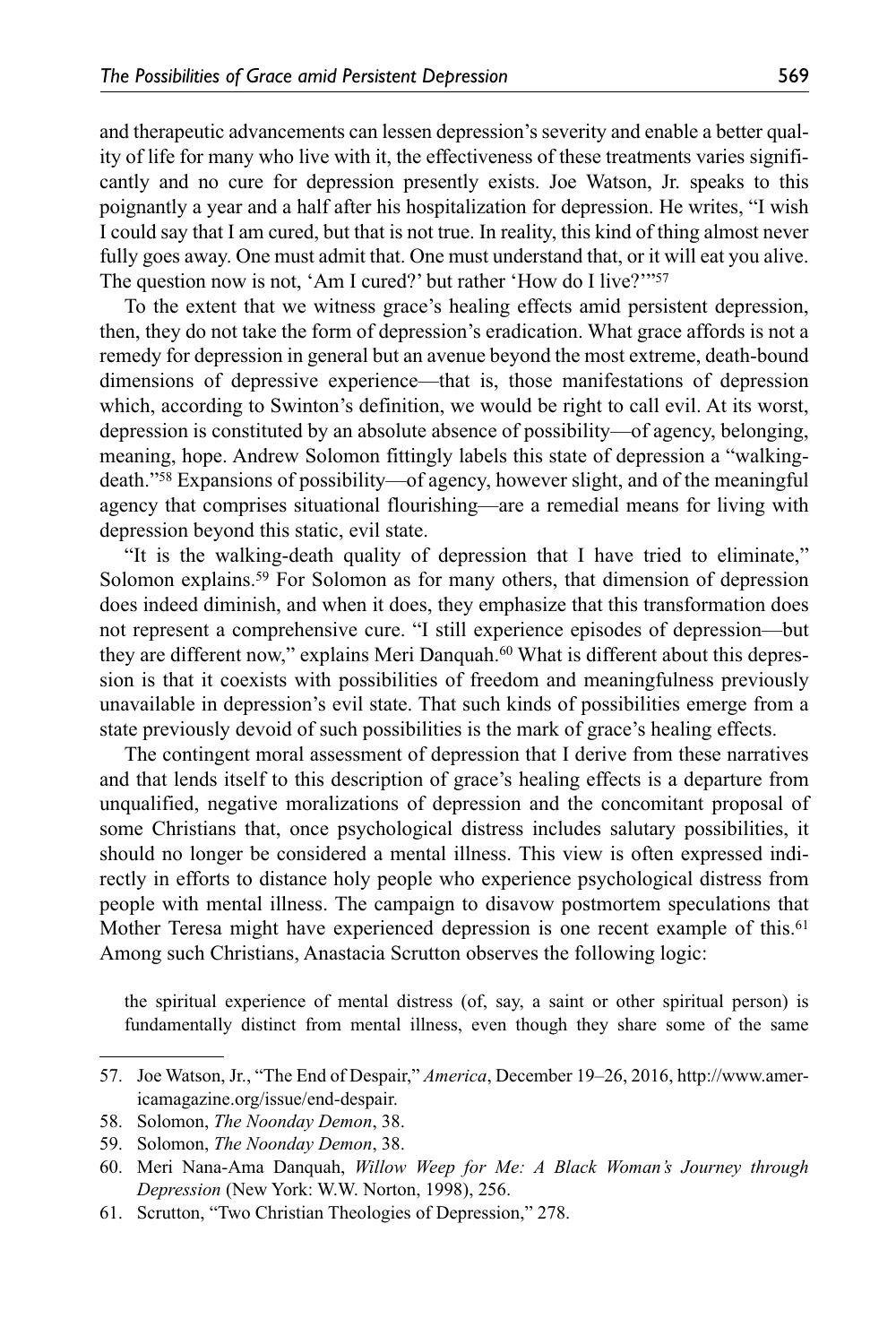and therapeutic advancements can lessen depression's severity and enable a better quality of life for many who live with it, the effectiveness of these treatments varies significantly and no cure for depression presently exists. Joe Watson, Jr. speaks to this poignantly a year and a half after his hospitalization for depression. He writes, "I wish I could say that I am cured, but that is not true. In reality, this kind of thing almost never fully goes away. One must admit that. One must understand that, or it will eat you alive. The question now is not, 'Am I cured?' but rather 'How do I live?'"[57]

To the extent that we witness grace's healing effects amid persistent depression, then, they do not take the form of depression's eradication. What grace affords is not a remedy for depression in general but an avenue beyond the most extreme, death-bound dimensions of depressive experience—that is, those manifestations of depression which, according to Swinton's definition, we would be right to call evil. At its worst, depression is constituted by an absolute absence of possibility—of agency, belonging, meaning, hope. Andrew Solomon fittingly labels this state of depression a "walking-death."[58] Expansions of possibility—of agency, however slight, and of the meaningful agency that comprises situational flourishing—are a remedial means for living with depression beyond this static, evil state.

"It is the walking-death quality of depression that I have tried to eliminate," Solomon explains.[59] For Solomon as for many others, that dimension of depression does indeed diminish, and when it does, they emphasize that this transformation does not represent a comprehensive cure. "I still experience episodes of depression—but they are different now," explains Meri Danquah.[60] What is different about this depression is that it coexists with possibilities of freedom and meaningfulness previously unavailable in depression's evil state. That such kinds of possibilities emerge from a state previously devoid of such possibilities is the mark of grace's healing effects.

The contingent moral assessment of depression that I derive from these narratives and that lends itself to this description of grace's healing effects is a departure from unqualified, negative moralizations of depression and the concomitant proposal of some Christians that, once psychological distress includes salutary possibilities, it should no longer be considered a mental illness. This view is often expressed indirectly in efforts to distance holy people who experience psychological distress from people with mental illness. The campaign to disavow postmortem speculations that Mother Teresa might have experienced depression is one recent example of this.[61] Among such Christians, Anastacia Scrutton observes the following logic:

> the spiritual experience of mental distress (of, say, a saint or other spiritual person) is fundamentally distinct from mental illness, even though they share some of the same

57. Joe Watson, Jr., "The End of Despair," *America*, December 19–26, 2016, http://www.americamagazine.org/issue/end-despair.
58. Solomon, *The Noonday Demon*, 38.
59. Solomon, *The Noonday Demon*, 38.
60. Meri Nana-Ama Danquah, *Willow Weep for Me: A Black Woman's Journey through Depression* (New York: W.W. Norton, 1998), 256.
61. Scrutton, "Two Christian Theologies of Depression," 278.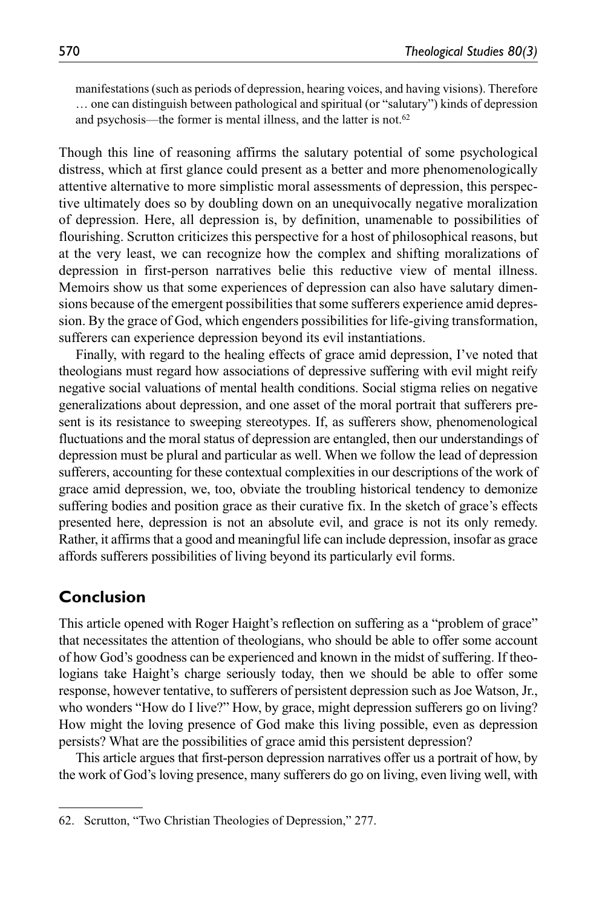manifestations (such as periods of depression, hearing voices, and having visions). Therefore … one can distinguish between pathological and spiritual (or "salutary") kinds of depression and psychosis—the former is mental illness, and the latter is not.[62]

Though this line of reasoning affirms the salutary potential of some psychological distress, which at first glance could present as a better and more phenomenologically attentive alternative to more simplistic moral assessments of depression, this perspective ultimately does so by doubling down on an unequivocally negative moralization of depression. Here, all depression is, by definition, unamenable to possibilities of flourishing. Scrutton criticizes this perspective for a host of philosophical reasons, but at the very least, we can recognize how the complex and shifting moralizations of depression in first-person narratives belie this reductive view of mental illness. Memoirs show us that some experiences of depression can also have salutary dimensions because of the emergent possibilities that some sufferers experience amid depression. By the grace of God, which engenders possibilities for life-giving transformation, sufferers can experience depression beyond its evil instantiations.

Finally, with regard to the healing effects of grace amid depression, I've noted that theologians must regard how associations of depressive suffering with evil might reify negative social valuations of mental health conditions. Social stigma relies on negative generalizations about depression, and one asset of the moral portrait that sufferers present is its resistance to sweeping stereotypes. If, as sufferers show, phenomenological fluctuations and the moral status of depression are entangled, then our understandings of depression must be plural and particular as well. When we follow the lead of depression sufferers, accounting for these contextual complexities in our descriptions of the work of grace amid depression, we, too, obviate the troubling historical tendency to demonize suffering bodies and position grace as their curative fix. In the sketch of grace's effects presented here, depression is not an absolute evil, and grace is not its only remedy. Rather, it affirms that a good and meaningful life can include depression, insofar as grace affords sufferers possibilities of living beyond its particularly evil forms.

## Conclusion

This article opened with Roger Haight's reflection on suffering as a "problem of grace" that necessitates the attention of theologians, who should be able to offer some account of how God's goodness can be experienced and known in the midst of suffering. If theologians take Haight's charge seriously today, then we should be able to offer some response, however tentative, to sufferers of persistent depression such as Joe Watson, Jr., who wonders "How do I live?" How, by grace, might depression sufferers go on living? How might the loving presence of God make this living possible, even as depression persists? What are the possibilities of grace amid this persistent depression?

This article argues that first-person depression narratives offer us a portrait of how, by the work of God's loving presence, many sufferers do go on living, even living well, with

62. Scrutton, "Two Christian Theologies of Depression," 277.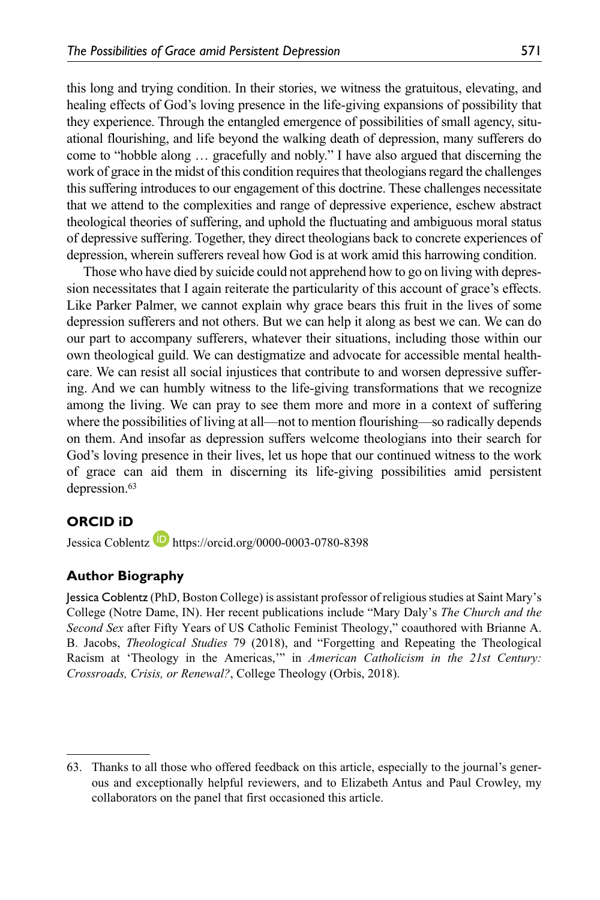this long and trying condition. In their stories, we witness the gratuitous, elevating, and healing effects of God's loving presence in the life-giving expansions of possibility that they experience. Through the entangled emergence of possibilities of small agency, situational flourishing, and life beyond the walking death of depression, many sufferers do come to "hobble along … gracefully and nobly." I have also argued that discerning the work of grace in the midst of this condition requires that theologians regard the challenges this suffering introduces to our engagement of this doctrine. These challenges necessitate that we attend to the complexities and range of depressive experience, eschew abstract theological theories of suffering, and uphold the fluctuating and ambiguous moral status of depressive suffering. Together, they direct theologians back to concrete experiences of depression, wherein sufferers reveal how God is at work amid this harrowing condition.

Those who have died by suicide could not apprehend how to go on living with depression necessitates that I again reiterate the particularity of this account of grace's effects. Like Parker Palmer, we cannot explain why grace bears this fruit in the lives of some depression sufferers and not others. But we can help it along as best we can. We can do our part to accompany sufferers, whatever their situations, including those within our own theological guild. We can destigmatize and advocate for accessible mental healthcare. We can resist all social injustices that contribute to and worsen depressive suffering. And we can humbly witness to the life-giving transformations that we recognize among the living. We can pray to see them more and more in a context of suffering where the possibilities of living at all—not to mention flourishing—so radically depends on them. And insofar as depression suffers welcome theologians into their search for God's loving presence in their lives, let us hope that our continued witness to the work of grace can aid them in discerning its life-giving possibilities amid persistent depression.[63]

## ORCID iD

Jessica Coblentz https://orcid.org/0000-0003-0780-8398

## Author Biography

Jessica Coblentz (PhD, Boston College) is assistant professor of religious studies at Saint Mary's College (Notre Dame, IN). Her recent publications include "Mary Daly's *The Church and the Second Sex* after Fifty Years of US Catholic Feminist Theology," coauthored with Brianne A. B. Jacobs, *Theological Studies* 79 (2018), and "Forgetting and Repeating the Theological Racism at 'Theology in the Americas,'" in *American Catholicism in the 21st Century: Crossroads, Crisis, or Renewal?*, College Theology (Orbis, 2018).

63. Thanks to all those who offered feedback on this article, especially to the journal's generous and exceptionally helpful reviewers, and to Elizabeth Antus and Paul Crowley, my collaborators on the panel that first occasioned this article.